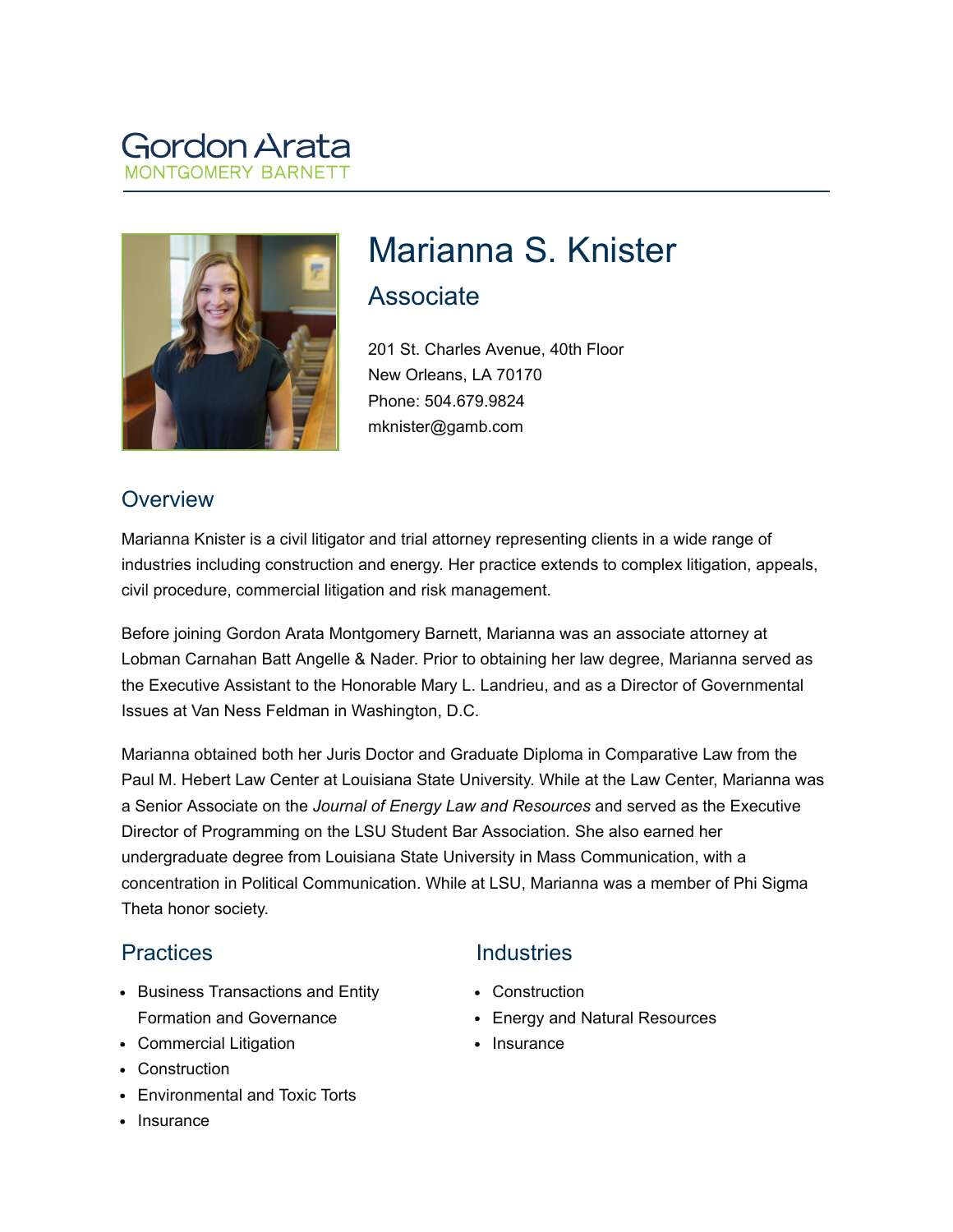Gordon Arata
MONTGOMERY BARNETT

# Marianna S. Knister

## Associate

201 St. Charles Avenue, 40th Floor
New Orleans, LA 70170
Phone: 504.679.9824
mknister@gamb.com

## Overview

Marianna Knister is a civil litigator and trial attorney representing clients in a wide range of industries including construction and energy. Her practice extends to complex litigation, appeals, civil procedure, commercial litigation and risk management.

Before joining Gordon Arata Montgomery Barnett, Marianna was an associate attorney at Lobman Carnahan Batt Angelle & Nader. Prior to obtaining her law degree, Marianna served as the Executive Assistant to the Honorable Mary L. Landrieu, and as a Director of Governmental Issues at Van Ness Feldman in Washington, D.C.

Marianna obtained both her Juris Doctor and Graduate Diploma in Comparative Law from the Paul M. Hebert Law Center at Louisiana State University. While at the Law Center, Marianna was a Senior Associate on the *Journal of Energy Law and Resources* and served as the Executive Director of Programming on the LSU Student Bar Association. She also earned her undergraduate degree from Louisiana State University in Mass Communication, with a concentration in Political Communication. While at LSU, Marianna was a member of Phi Sigma Theta honor society.

## Practices

- Business Transactions and Entity Formation and Governance
- Commercial Litigation
- Construction
- Environmental and Toxic Torts
- Insurance

## Industries

- Construction
- Energy and Natural Resources
- Insurance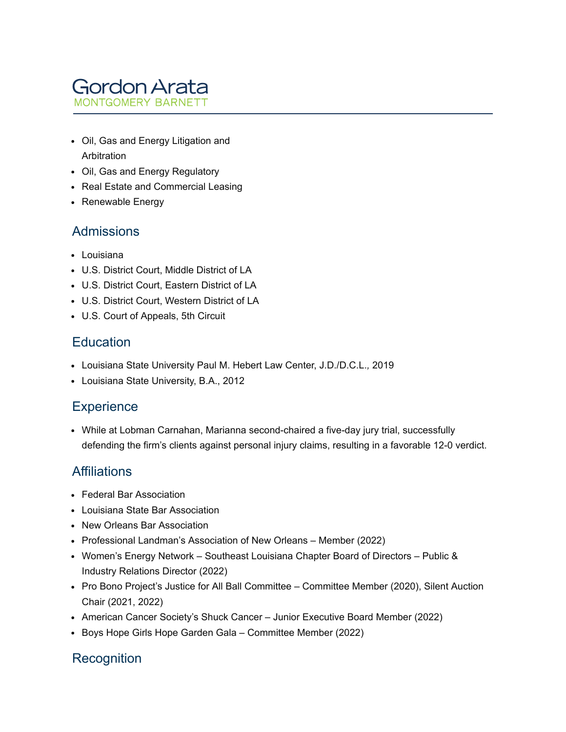- Oil, Gas and Energy Litigation and Arbitration
- Oil, Gas and Energy Regulatory
- Real Estate and Commercial Leasing
- Renewable Energy

## Admissions

- Louisiana
- U.S. District Court, Middle District of LA
- U.S. District Court, Eastern District of LA
- U.S. District Court, Western District of LA
- U.S. Court of Appeals, 5th Circuit

## Education

- Louisiana State University Paul M. Hebert Law Center, J.D./D.C.L., 2019
- Louisiana State University, B.A., 2012

## Experience

- While at Lobman Carnahan, Marianna second-chaired a five-day jury trial, successfully defending the firm's clients against personal injury claims, resulting in a favorable 12-0 verdict.

## Affiliations

- Federal Bar Association
- Louisiana State Bar Association
- New Orleans Bar Association
- Professional Landman's Association of New Orleans – Member (2022)
- Women's Energy Network – Southeast Louisiana Chapter Board of Directors – Public & Industry Relations Director (2022)
- Pro Bono Project's Justice for All Ball Committee – Committee Member (2020), Silent Auction Chair (2021, 2022)
- American Cancer Society's Shuck Cancer – Junior Executive Board Member (2022)
- Boys Hope Girls Hope Garden Gala – Committee Member (2022)

## Recognition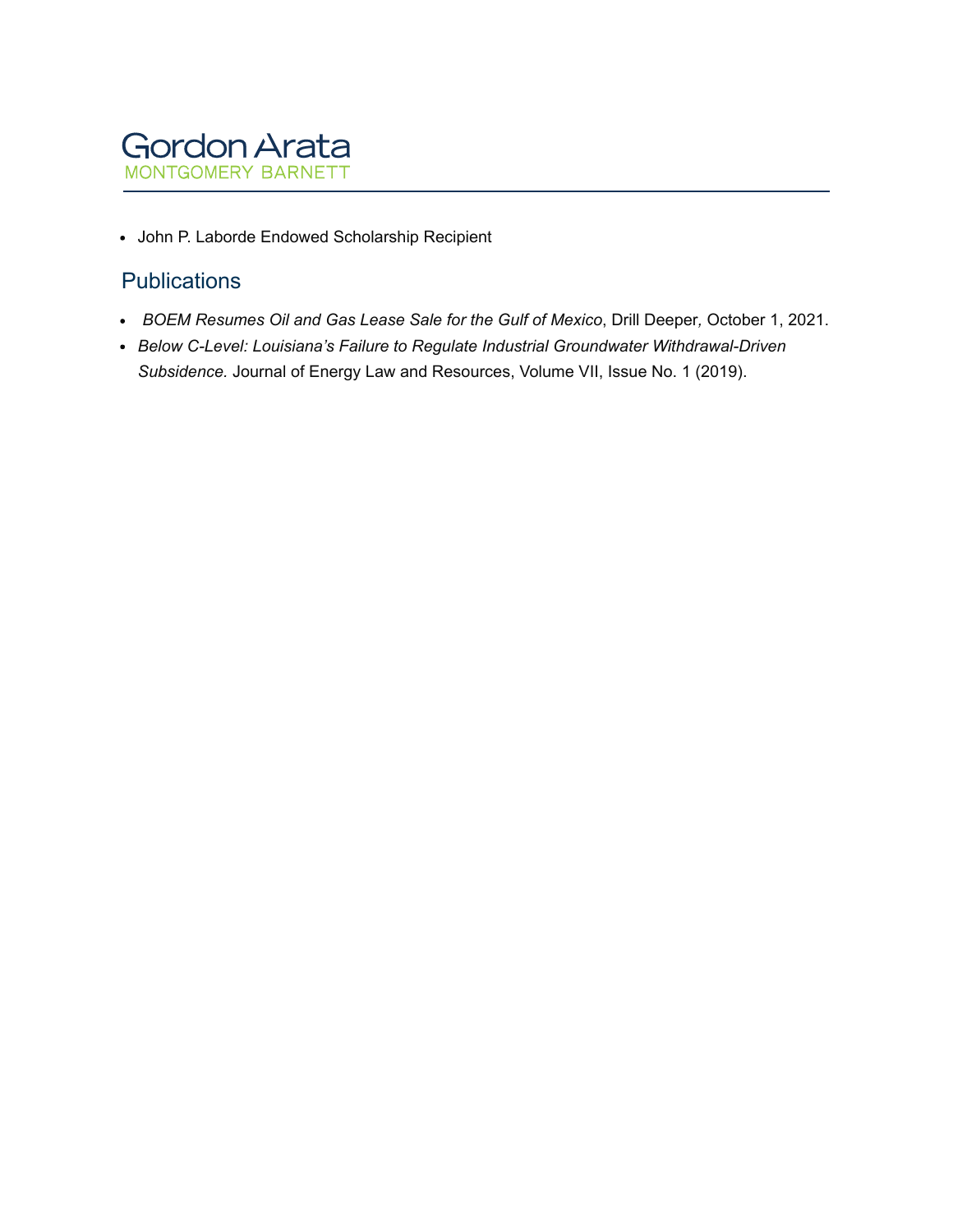- John P. Laborde Endowed Scholarship Recipient

## Publications

- *BOEM Resumes Oil and Gas Lease Sale for the Gulf of Mexico*, Drill Deeper, October 1, 2021.
- *Below C-Level: Louisiana's Failure to Regulate Industrial Groundwater Withdrawal-Driven Subsidence*. Journal of Energy Law and Resources, Volume VII, Issue No. 1 (2019).